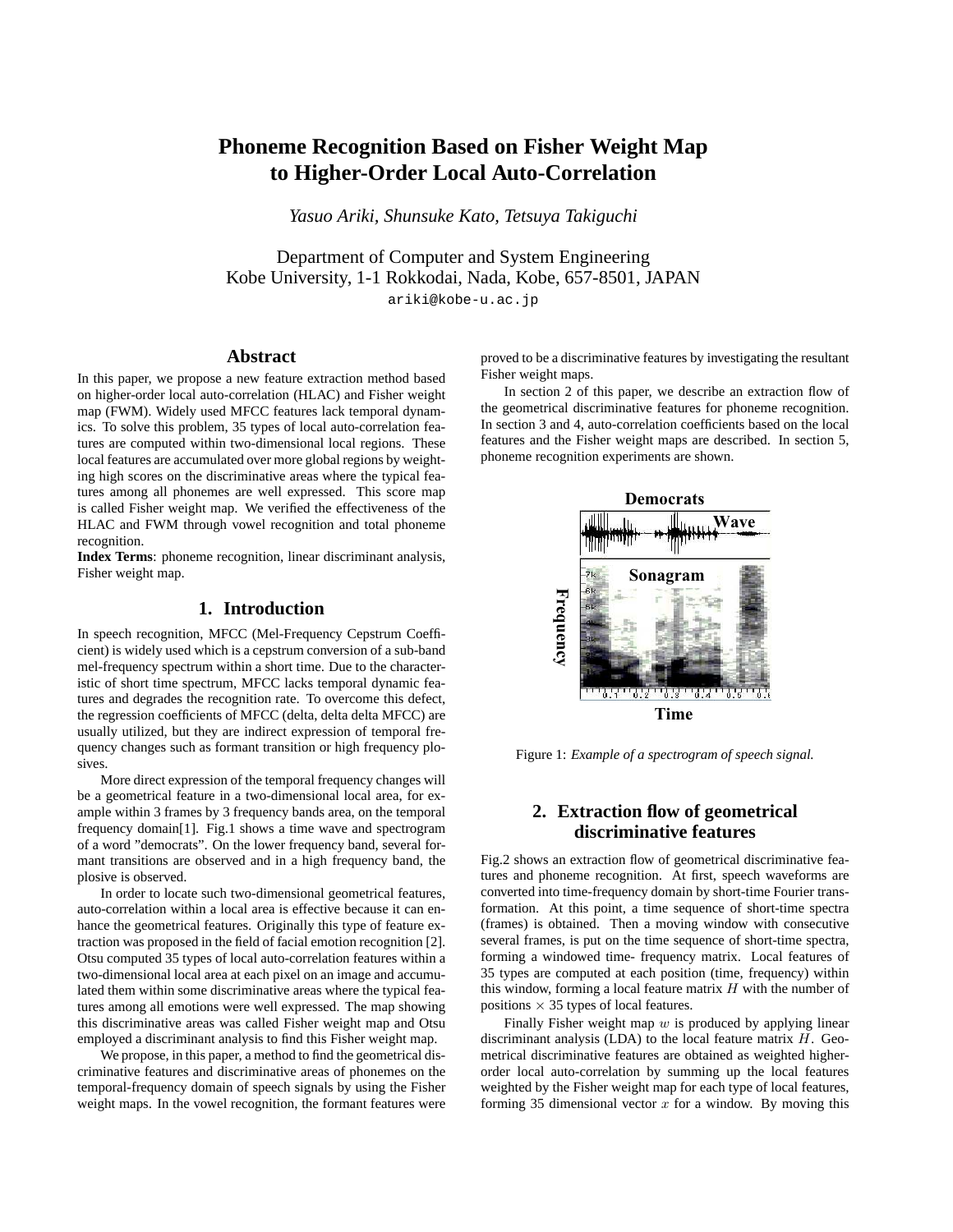# Phoneme Recognition Based on Fisher Weight Map to Higher-Order Local Auto-Correlation

*Yasuo Ariki, Shunsuke Kato, Tetsuya Takiguchi*

Department of Computer and System Engineering
Kobe University, 1-1 Rokkodai, Nada, Kobe, 657-8501, JAPAN
ariki@kobe-u.ac.jp

## Abstract

In this paper, we propose a new feature extraction method based on higher-order local auto-correlation (HLAC) and Fisher weight map (FWM). Widely used MFCC features lack temporal dynamics. To solve this problem, 35 types of local auto-correlation features are computed within two-dimensional local regions. These local features are accumulated over more global regions by weighting high scores on the discriminative areas where the typical features among all phonemes are well expressed. This score map is called Fisher weight map. We verified the effectiveness of the HLAC and FWM through vowel recognition and total phoneme recognition.

**Index Terms**: phoneme recognition, linear discriminant analysis, Fisher weight map.

## 1. Introduction

In speech recognition, MFCC (Mel-Frequency Cepstrum Coefficient) is widely used which is a cepstrum conversion of a sub-band mel-frequency spectrum within a short time. Due to the characteristic of short time spectrum, MFCC lacks temporal dynamic features and degrades the recognition rate. To overcome this defect, the regression coefficients of MFCC (delta, delta delta MFCC) are usually utilized, but they are indirect expression of temporal frequency changes such as formant transition or high frequency plosives.

More direct expression of the temporal frequency changes will be a geometrical feature in a two-dimensional local area, for example within 3 frames by 3 frequency bands area, on the temporal frequency domain[1]. Fig.1 shows a time wave and spectrogram of a word "democrats". On the lower frequency band, several formant transitions are observed and in a high frequency band, the plosive is observed.

In order to locate such two-dimensional geometrical features, auto-correlation within a local area is effective because it can enhance the geometrical features. Originally this type of feature extraction was proposed in the field of facial emotion recognition [2]. Otsu computed 35 types of local auto-correlation features within a two-dimensional local area at each pixel on an image and accumulated them within some discriminative areas where the typical features among all emotions were well expressed. The map showing this discriminative areas was called Fisher weight map and Otsu employed a discriminant analysis to find this Fisher weight map.

We propose, in this paper, a method to find the geometrical discriminative features and discriminative areas of phonemes on the temporal-frequency domain of speech signals by using the Fisher weight maps. In the vowel recognition, the formant features were proved to be a discriminative features by investigating the resultant Fisher weight maps.

In section 2 of this paper, we describe an extraction flow of the geometrical discriminative features for phoneme recognition. In section 3 and 4, auto-correlation coefficients based on the local features and the Fisher weight maps are described. In section 5, phoneme recognition experiments are shown.

Figure 1: *Example of a spectrogram of speech signal.*

## 2. Extraction flow of geometrical discriminative features

Fig.2 shows an extraction flow of geometrical discriminative features and phoneme recognition. At first, speech waveforms are converted into time-frequency domain by short-time Fourier transformation. At this point, a time sequence of short-time spectra (frames) is obtained. Then a moving window with consecutive several frames, is put on the time sequence of short-time spectra, forming a windowed time- frequency matrix. Local features of 35 types are computed at each position (time, frequency) within this window, forming a local feature matrix $H$ with the number of positions $\times$ 35 types of local features.

Finally Fisher weight map $w$ is produced by applying linear discriminant analysis (LDA) to the local feature matrix $H$. Geometrical discriminative features are obtained as weighted higher-order local auto-correlation by summing up the local features weighted by the Fisher weight map for each type of local features, forming 35 dimensional vector $x$ for a window. By moving this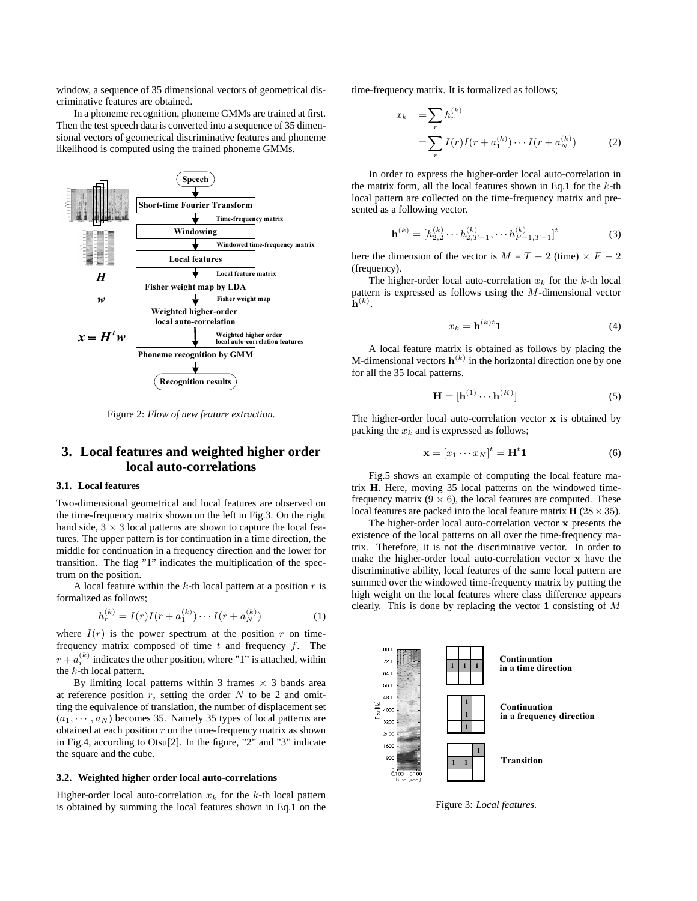window, a sequence of 35 dimensional vectors of geometrical discriminative features are obtained.

In a phoneme recognition, phoneme GMMs are trained at first. Then the test speech data is converted into a sequence of 35 dimensional vectors of geometrical discriminative features and phoneme likelihood is computed using the trained phoneme GMMs.

Figure 2: *Flow of new feature extraction.*

## 3. Local features and weighted higher order local auto-correlations

### 3.1. Local features

Two-dimensional geometrical and local features are observed on the time-frequency matrix shown on the left in Fig.3. On the right hand side, $3 \times 3$ local patterns are shown to capture the local features. The upper pattern is for continuation in a time direction, the middle for continuation in a frequency direction and the lower for transition. The flag "1" indicates the multiplication of the spectrum on the position.

A local feature within the $k$-th local pattern at a position $r$ is formalized as follows;

$$h_r^{(k)} = I(r)I(r + a_1^{(k)}) \cdots I(r + a_N^{(k)}) \tag{1}$$

where $I(r)$ is the power spectrum at the position $r$ on time-frequency matrix composed of time $t$ and frequency $f$. The $r + a_i^{(k)}$ indicates the other position, where "1" is attached, within the $k$-th local pattern.

By limiting local patterns within 3 frames $\times$ 3 bands area at reference position $r$, setting the order $N$ to be 2 and omitting the equivalence of translation, the number of displacement set $(a_1, \cdots, a_N)$ becomes 35. Namely 35 types of local patterns are obtained at each position $r$ on the time-frequency matrix as shown in Fig.4, according to Otsu[2]. In the figure, "2" and "3" indicate the square and the cube.

### 3.2. Weighted higher order local auto-correlations

Higher-order local auto-correlation $x_k$ for the $k$-th local pattern is obtained by summing the local features shown in Eq.1 on the time-frequency matrix. It is formalized as follows;

$$\begin{aligned} x_k &= \sum_r h_r^{(k)} \\ &= \sum_r I(r)I(r + a_1^{(k)}) \cdots I(r + a_N^{(k)}) \end{aligned} \tag{2}$$

In order to express the higher-order local auto-correlation in the matrix form, all the local features shown in Eq.1 for the $k$-th local pattern are collected on the time-frequency matrix and presented as a following vector.

$$\mathbf{h}^{(k)} = [h_{2,2}^{(k)} \cdots h_{2,T-1}^{(k)}, \cdots h_{F-1,T-1}^{(k)}]^t \tag{3}$$

here the dimension of the vector is $M = T - 2$ (time) $\times$ $F - 2$ (frequency).

The higher-order local auto-correlation $x_k$ for the $k$-th local pattern is expressed as follows using the $M$-dimensional vector $\mathbf{h}^{(k)}$.

$$x_k = \mathbf{h}^{(k)t}\mathbf{1} \tag{4}$$

A local feature matrix is obtained as follows by placing the M-dimensional vectors $\mathbf{h}^{(k)}$ in the horizontal direction one by one for all the 35 local patterns.

$$\mathbf{H} = [\mathbf{h}^{(1)} \cdots \mathbf{h}^{(K)}] \tag{5}$$

The higher-order local auto-correlation vector $\mathbf{x}$ is obtained by packing the $x_k$ and is expressed as follows;

$$\mathbf{x} = [x_1 \cdots x_K]^t = \mathbf{H}^t\mathbf{1} \tag{6}$$

Fig.5 shows an example of computing the local feature matrix **H**. Here, moving 35 local patterns on the windowed time-frequency matrix $(9 \times 6)$, the local features are computed. These local features are packed into the local feature matrix **H** $(28 \times 35)$.

The higher-order local auto-correlation vector $\mathbf{x}$ presents the existence of the local patterns on all over the time-frequency matrix. Therefore, it is not the discriminative vector. In order to make the higher-order local auto-correlation vector $\mathbf{x}$ have the discriminative ability, local features of the same local pattern are summed over the windowed time-frequency matrix by putting the high weight on the local features where class difference appears clearly. This is done by replacing the vector **1** consisting of $M$

Figure 3: *Local features.*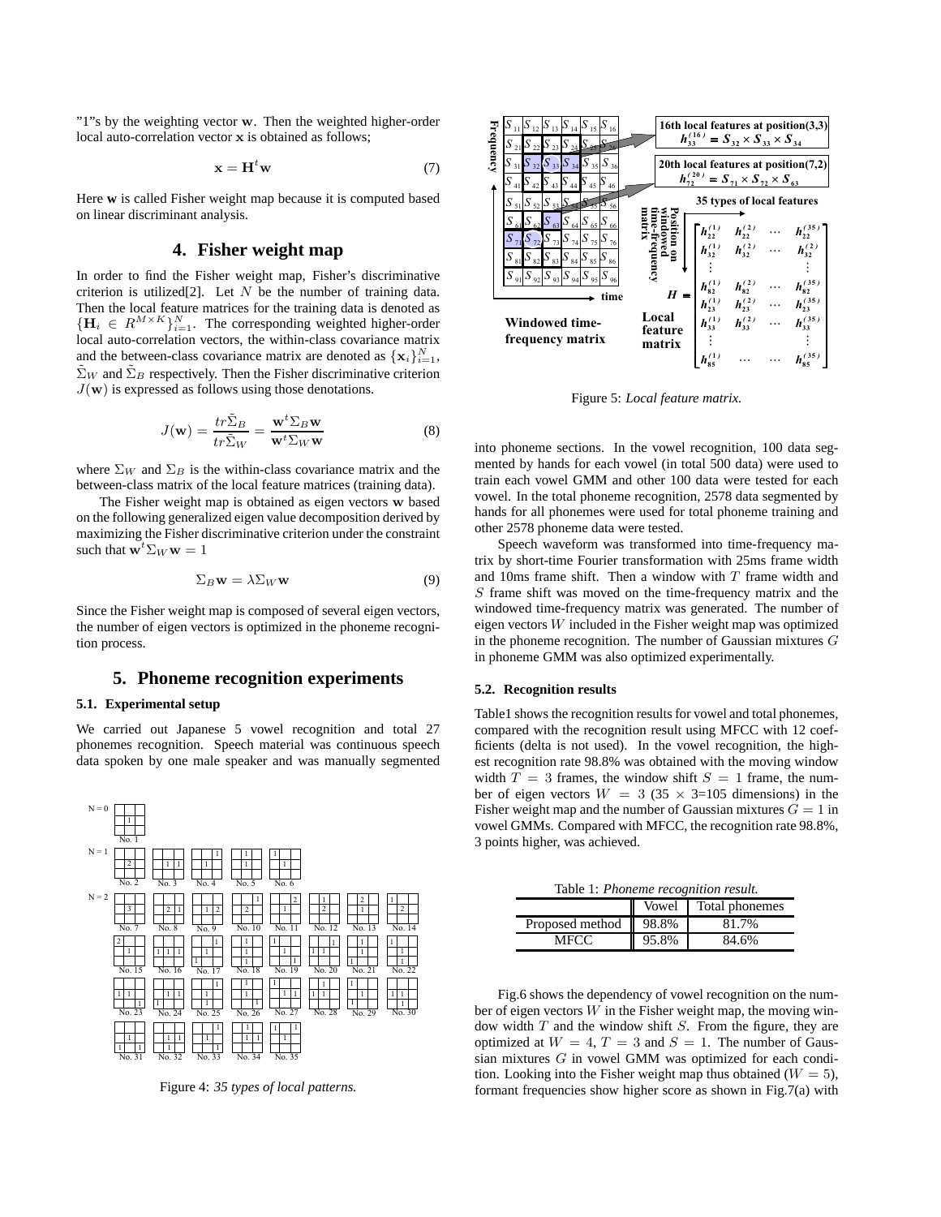"1"s by the weighting vector $\mathbf{w}$. Then the weighted higher-order local auto-correlation vector $\mathbf{x}$ is obtained as follows;

$$\mathbf{x} = \mathbf{H}^t\mathbf{w} \tag{7}$$

Here $\mathbf{w}$ is called Fisher weight map because it is computed based on linear discriminant analysis.

## 4. Fisher weight map

In order to find the Fisher weight map, Fisher's discriminative criterion is utilized[2]. Let $N$ be the number of training data. Then the local feature matrices for the training data is denoted as $\{\mathbf{H}_i \in R^{M\times K}\}_{i=1}^N$. The corresponding weighted higher-order local auto-correlation vectors, the within-class covariance matrix and the between-class covariance matrix are denoted as $\{\mathbf{x}_i\}_{i=1}^N$, $\tilde{\Sigma}_W$ and $\tilde{\Sigma}_B$ respectively. Then the Fisher discriminative criterion $J(\mathbf{w})$ is expressed as follows using those denotations.

$$J(\mathbf{w}) = \frac{tr\tilde{\Sigma}_B}{tr\tilde{\Sigma}_W} = \frac{\mathbf{w}^t\Sigma_B\mathbf{w}}{\mathbf{w}^t\Sigma_W\mathbf{w}} \tag{8}$$

where $\Sigma_W$ and $\Sigma_B$ is the within-class covariance matrix and the between-class matrix of the local feature matrices (training data).

The Fisher weight map is obtained as eigen vectors $\mathbf{w}$ based on the following generalized eigen value decomposition derived by maximizing the Fisher discriminative criterion under the constraint such that $\mathbf{w}^t\Sigma_W\mathbf{w} = 1$

$$\Sigma_B\mathbf{w} = \lambda\Sigma_W\mathbf{w} \tag{9}$$

Since the Fisher weight map is composed of several eigen vectors, the number of eigen vectors is optimized in the phoneme recognition process.

## 5. Phoneme recognition experiments

### 5.1. Experimental setup

We carried out Japanese 5 vowel recognition and total 27 phonemes recognition. Speech material was continuous speech data spoken by one male speaker and was manually segmented into phoneme sections. In the vowel recognition, 100 data segmented by hands for each vowel (in total 500 data) were used to train each vowel GMM and other 100 data were tested for each vowel. In the total phoneme recognition, 2578 data segmented by hands for all phonemes were used for total phoneme training and other 2578 phoneme data were tested.

Figure 4: *35 types of local patterns.*

Figure 5: *Local feature matrix.*

Speech waveform was transformed into time-frequency matrix by short-time Fourier transformation with 25ms frame width and 10ms frame shift. Then a window with $T$ frame width and $S$ frame shift was moved on the time-frequency matrix and the windowed time-frequency matrix was generated. The number of eigen vectors $W$ included in the Fisher weight map was optimized in the phoneme recognition. The number of Gaussian mixtures $G$ in phoneme GMM was also optimized experimentally.

### 5.2. Recognition results

Table1 shows the recognition results for vowel and total phonemes, compared with the recognition result using MFCC with 12 coefficients (delta is not used). In the vowel recognition, the highest recognition rate 98.8% was obtained with the moving window width $T = 3$ frames, the window shift $S = 1$ frame, the number of eigen vectors $W = 3$ ($35 \times 3$=105 dimensions) in the Fisher weight map and the number of Gaussian mixtures $G = 1$ in vowel GMMs. Compared with MFCC, the recognition rate 98.8%, 3 points higher, was achieved.

Table 1: *Phoneme recognition result.*

| | Vowel | Total phonemes |
|---|---|---|
| Proposed method | 98.8% | 81.7% |
| MFCC | 95.8% | 84.6% |

Fig.6 shows the dependency of vowel recognition on the number of eigen vectors $W$ in the Fisher weight map, the moving window width $T$ and the window shift $S$. From the figure, they are optimized at $W = 4$, $T = 3$ and $S = 1$. The number of Gaussian mixtures $G$ in vowel GMM was optimized for each condition. Looking into the Fisher weight map thus obtained ($W = 5$), formant frequencies show higher score as shown in Fig.7(a) with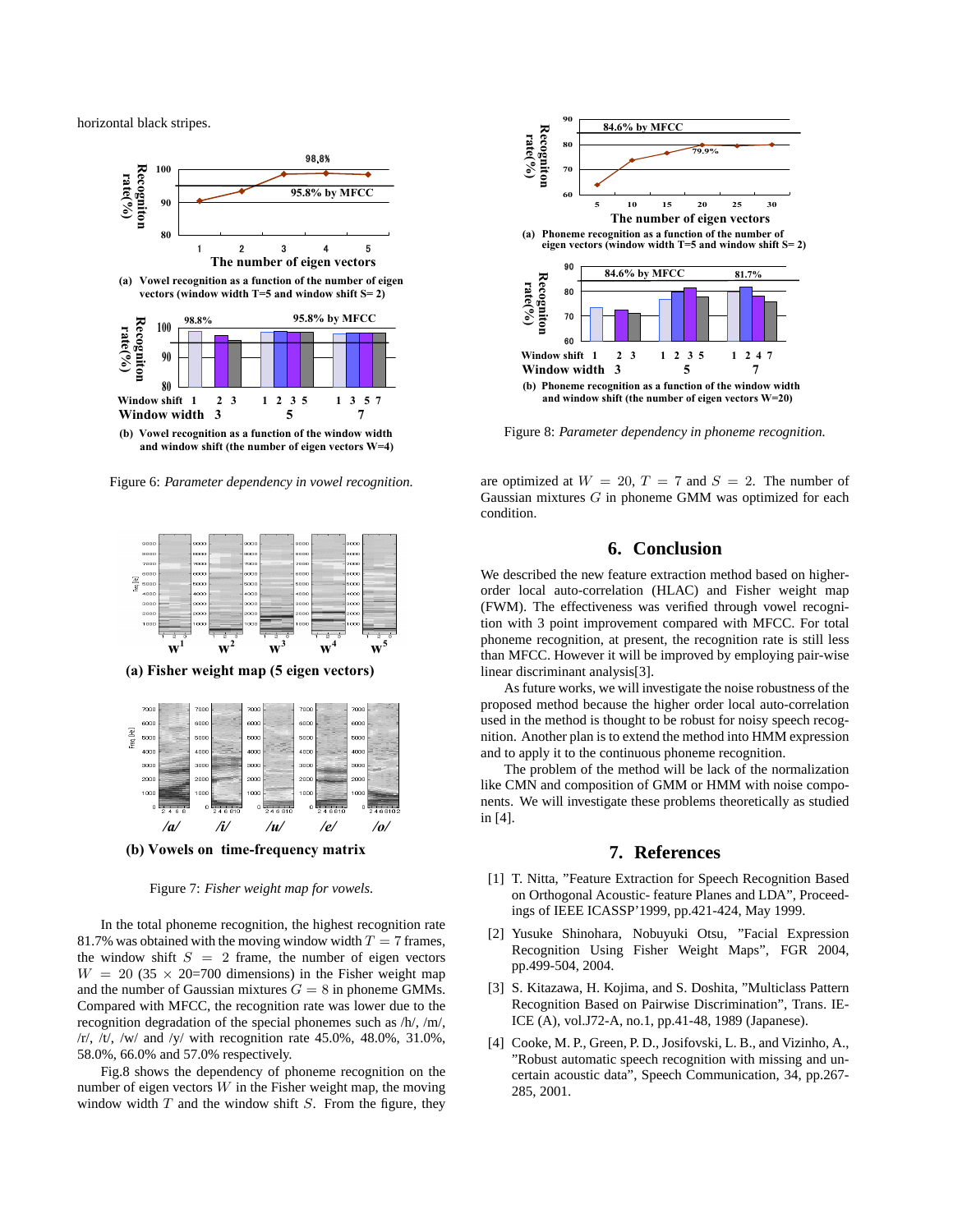horizontal black stripes.

Recogniton rate(%)

100
90
80

98.8%

95.8% by MFCC

1 2 3 4 5

The number of eigen vectors

(a) Vowel recognition as a function of the number of eigen vectors (window width T=5 and window shift S= 2)

Recogniton rate(%)

100
90
80

98.8%

95.8% by MFCC

Window shift 1 2 3 1 2 3 5 1 3 5 7

Window width 3 5 7

(b) Vowel recognition as a function of the window width and window shift (the number of eigen vectors W=4)

Figure 6: *Parameter dependency in vowel recognition.*

(a) Fisher weight map (5 eigen vectors)

$\mathbf{w}^1$ $\mathbf{w}^2$ $\mathbf{w}^3$ $\mathbf{w}^4$ $\mathbf{w}^5$

(b) Vowels on time-frequency matrix

/a/ /i/ /u/ /e/ /o/

Figure 7: *Fisher weight map for vowels.*

In the total phoneme recognition, the highest recognition rate 81.7% was obtained with the moving window width $T = 7$ frames, the window shift $S = 2$ frame, the number of eigen vectors $W = 20$ ($35 \times 20$=700 dimensions) in the Fisher weight map and the number of Gaussian mixtures $G = 8$ in phoneme GMMs. Compared with MFCC, the recognition rate was lower due to the recognition degradation of the special phonemes such as /h/, /m/, /r/, /t/, /w/ and /y/ with recognition rate 45.0%, 48.0%, 31.0%, 58.0%, 66.0% and 57.0% respectively.

Fig.8 shows the dependency of phoneme recognition on the number of eigen vectors $W$ in the Fisher weight map, the moving window width $T$ and the window shift $S$. From the figure, they

Recognition rate(%)

90
80
70
60

84.6% by MFCC

79.9%

5 10 15 20 25 30

The number of eigen vectors

(a) Phoneme recognition as a function of the number of eigen vectors (window width T=5 and window shift S= 2)

Recognition rate(%)

90
80
70
60

84.6% by MFCC

81.7%

Window shift 1 2 3 1 2 3 5 1 2 4 7

Window width 3 5 7

(b) Phoneme recognition as a function of the window width and window shift (the number of eigen vectors W=20)

Figure 8: *Parameter dependency in phoneme recognition.*

are optimized at $W = 20$, $T = 7$ and $S = 2$. The number of Gaussian mixtures $G$ in phoneme GMM was optimized for each condition.

## 6. Conclusion

We described the new feature extraction method based on higher-order local auto-correlation (HLAC) and Fisher weight map (FWM). The effectiveness was verified through vowel recognition with 3 point improvement compared with MFCC. For total phoneme recognition, at present, the recognition rate is still less than MFCC. However it will be improved by employing pair-wise linear discriminant analysis[3].

As future works, we will investigate the noise robustness of the proposed method because the higher order local auto-correlation used in the method is thought to be robust for noisy speech recognition. Another plan is to extend the method into HMM expression and to apply it to the continuous phoneme recognition.

The problem of the method will be lack of the normalization like CMN and composition of GMM or HMM with noise components. We will investigate these problems theoretically as studied in [4].

## 7. References

[1] T. Nitta, "Feature Extraction for Speech Recognition Based on Orthogonal Acoustic- feature Planes and LDA", Proceedings of IEEE ICASSP'1999, pp.421-424, May 1999.

[2] Yusuke Shinohara, Nobuyuki Otsu, "Facial Expression Recognition Using Fisher Weight Maps", FGR 2004, pp.499-504, 2004.

[3] S. Kitazawa, H. Kojima, and S. Doshita, "Multiclass Pattern Recognition Based on Pairwise Discrimination", Trans. IEICE (A), vol.J72-A, no.1, pp.41-48, 1989 (Japanese).

[4] Cooke, M. P., Green, P. D., Josifovski, L. B., and Vizinho, A., "Robust automatic speech recognition with missing and uncertain acoustic data", Speech Communication, 34, pp.267-285, 2001.